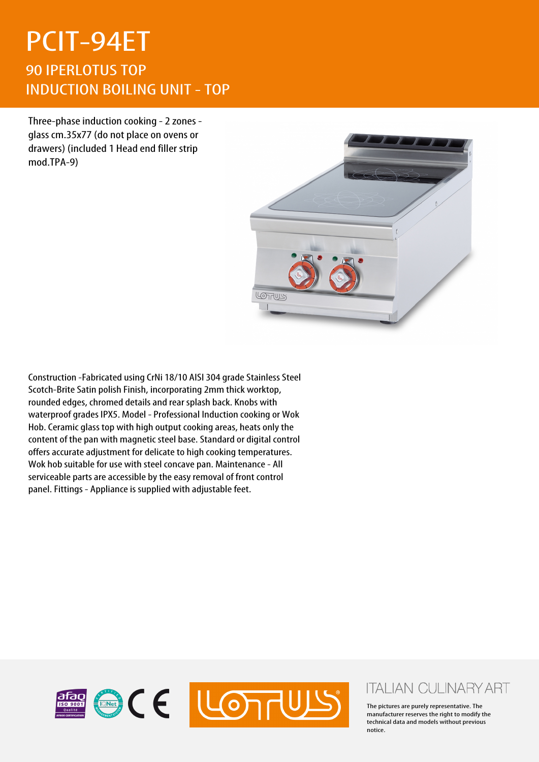# PCIT-94ET

## 90 IPERLOTUS TOP
## INDUCTION BOILING UNIT - TOP

Three-phase induction cooking - 2 zones - glass cm.35x77 (do not place on ovens or drawers) (included 1 Head end filler strip mod.TPA-9)

Construction -Fabricated using CrNi 18/10 AISI 304 grade Stainless Steel Scotch-Brite Satin polish Finish, incorporating 2mm thick worktop, rounded edges, chromed details and rear splash back. Knobs with waterproof grades IPX5. Model - Professional Induction cooking or Wok Hob. Ceramic glass top with high output cooking areas, heats only the content of the pan with magnetic steel base. Standard or digital control offers accurate adjustment for delicate to high cooking temperatures. Wok hob suitable for use with steel concave pan. Maintenance - All serviceable parts are accessible by the easy removal of front control panel. Fittings - Appliance is supplied with adjustable feet.

ITALIAN CULINARY ART

The pictures are purely representative. The manufacturer reserves the right to modify the technical data and models without previous notice.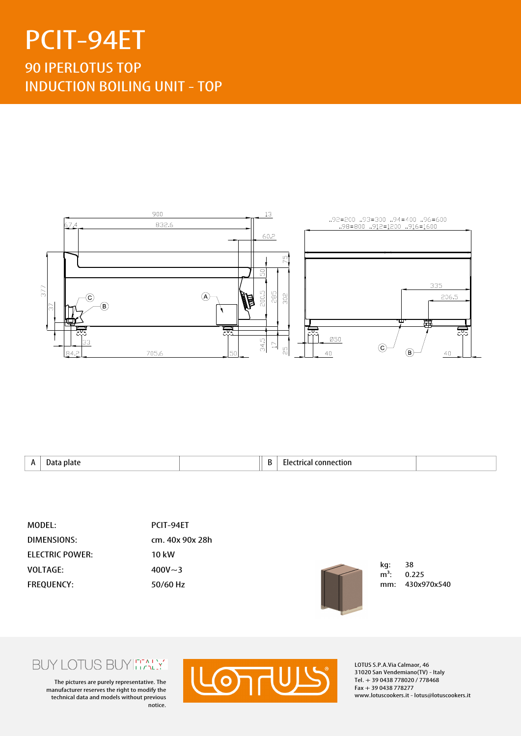# PCIT-94ET

## 90 IPERLOTUS TOP

## INDUCTION BOILING UNIT - TOP

900
13
67.4
832.6
60.2
..92=200 ..93=300 ..94=400 ..96=600
..98=800 ..912=1200 ..916=1600
377
37
75
50
200.5
285
302
335
206.5
33
84.2
705.6
50
34.5
17
25
Ø50
40
40
A
B
C

| | | | | | |
|---|---|---|---|---|---|
| A | Data plate | | B | Electrical connection | |

| | |
|---|---|
| MODEL: | PCIT-94ET |
| DIMENSIONS: | cm. 40x 90x 28h |
| ELECTRIC POWER: | 10 kW |
| VOLTAGE: | 400V~3 |
| FREQUENCY: | 50/60 Hz |

| | |
|---|---|
| kg: | 38 |
| $m^3$: | 0.225 |
| mm: | 430x970x540 |

BUY LOTUS BUY ITALY

The pictures are purely representative. The manufacturer reserves the right to modify the technical data and models without previous notice.

LOTUS S.P.A.Via Calmaor, 46
31020 San Vendemiano(TV) - Italy
Tel. + 39 0438 778020 / 778468
Fax + 39 0438 778277
www.lotuscookers.it - lotus@lotuscookers.it